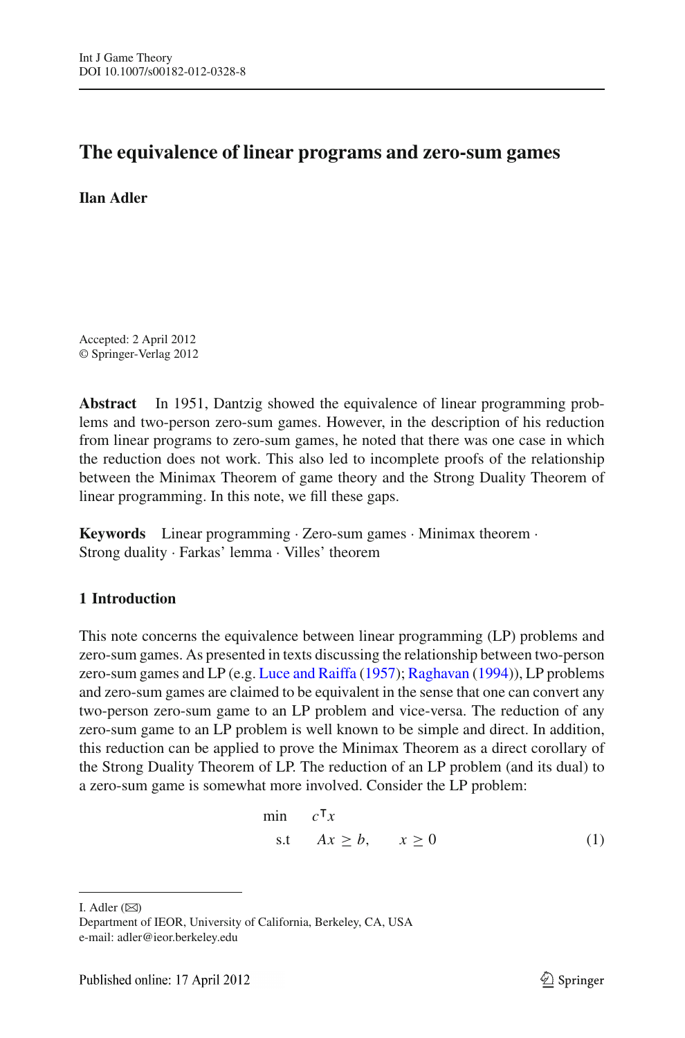# The equivalence of linear programs and zero-sum games

**Ilan Adler**

Accepted: 2 April 2012
© Springer-Verlag 2012

**Abstract** In 1951, Dantzig showed the equivalence of linear programming problems and two-person zero-sum games. However, in the description of his reduction from linear programs to zero-sum games, he noted that there was one case in which the reduction does not work. This also led to incomplete proofs of the relationship between the Minimax Theorem of game theory and the Strong Duality Theorem of linear programming. In this note, we fill these gaps.

**Keywords** Linear programming · Zero-sum games · Minimax theorem · Strong duality · Farkas' lemma · Villes' theorem

## 1 Introduction

This note concerns the equivalence between linear programming (LP) problems and zero-sum games. As presented in texts discussing the relationship between two-person zero-sum games and LP (e.g. Luce and Raiffa (1957); Raghavan (1994)), LP problems and zero-sum games are claimed to be equivalent in the sense that one can convert any two-person zero-sum game to an LP problem and vice-versa. The reduction of any zero-sum game to an LP problem is well known to be simple and direct. In addition, this reduction can be applied to prove the Minimax Theorem as a direct corollary of the Strong Duality Theorem of LP. The reduction of an LP problem (and its dual) to a zero-sum game is somewhat more involved. Consider the LP problem:

$$\begin{aligned} \min \quad & c^{\mathsf{T}}x \\ \text{s.t} \quad & Ax \geq b, \qquad x \geq 0 \end{aligned} \tag{1}$$

I. Adler (✉)
Department of IEOR, University of California, Berkeley, CA, USA
e-mail: adler@ieor.berkeley.edu

Published online: 17 April 2012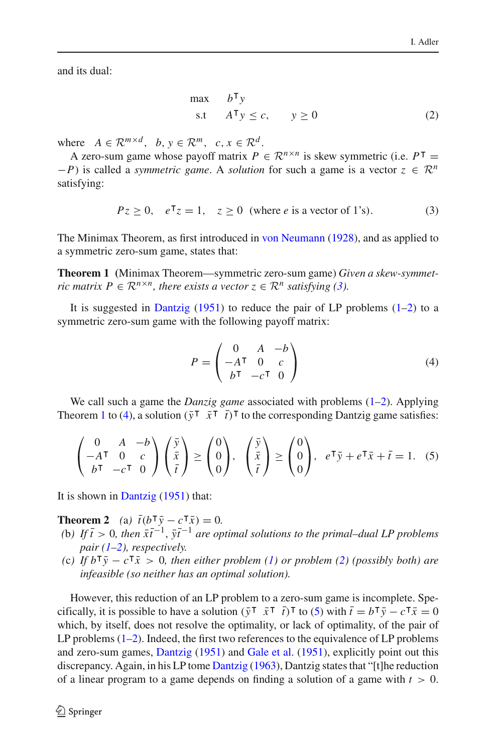and its dual:

$$
\begin{array}{lll}
\max & b^{\mathsf{T}} y & \\
\text{s.t} & A^{\mathsf{T}} y \leq c, & y \geq 0
\end{array} \tag{2}
$$

where $A \in \mathcal{R}^{m \times d}$, $b, y \in \mathcal{R}^m$, $c, x \in \mathcal{R}^d$.

A zero-sum game whose payoff matrix $P \in \mathcal{R}^{n \times n}$ is skew symmetric (i.e. $P^{\mathsf{T}} = -P$) is called a *symmetric game*. A *solution* for such a game is a vector $z \in \mathcal{R}^n$ satisfying:

$$
Pz \geq 0, \quad e^{\mathsf{T}} z = 1, \quad z \geq 0 \ \ (\text{where } e \text{ is a vector of 1's}). \tag{3}
$$

The Minimax Theorem, as first introduced in von Neumann (1928), and as applied to a symmetric zero-sum game, states that:

**Theorem 1** (Minimax Theorem—symmetric zero-sum game) *Given a skew-symmetric matrix $P \in \mathcal{R}^{n \times n}$, there exists a vector $z \in \mathcal{R}^n$ satisfying (3).*

It is suggested in Dantzig (1951) to reduce the pair of LP problems (1–2) to a symmetric zero-sum game with the following payoff matrix:

$$
P = \begin{pmatrix} 0 & A & -b \\ -A^{\mathsf{T}} & 0 & c \\ b^{\mathsf{T}} & -c^{\mathsf{T}} & 0 \end{pmatrix} \tag{4}
$$

We call such a game the *Danzig game* associated with problems (1–2). Applying Theorem 1 to (4), a solution $(\bar{y}^{\mathsf{T}} \ \ \bar{x}^{\mathsf{T}} \ \ \bar{t})^{\mathsf{T}}$ to the corresponding Dantzig game satisfies:

$$
\begin{pmatrix} 0 & A & -b \\ -A^{\mathsf{T}} & 0 & c \\ b^{\mathsf{T}} & -c^{\mathsf{T}} & 0 \end{pmatrix} \begin{pmatrix} \bar{y} \\ \bar{x} \\ \bar{t} \end{pmatrix} \geq \begin{pmatrix} 0 \\ 0 \\ 0 \end{pmatrix}, \quad \begin{pmatrix} \bar{y} \\ \bar{x} \\ \bar{t} \end{pmatrix} \geq \begin{pmatrix} 0 \\ 0 \\ 0 \end{pmatrix}, \quad e^{\mathsf{T}} \bar{y} + e^{\mathsf{T}} \bar{x} + \bar{t} = 1. \tag{5}
$$

It is shown in Dantzig (1951) that:

**Theorem 2** (a) $\bar{t}(b^{\mathsf{T}} \bar{y} - c^{\mathsf{T}} \bar{x}) = 0$.

(b) *If $\bar{t} > 0$, then $\bar{x}\bar{t}^{-1}$, $\bar{y}\bar{t}^{-1}$ are optimal solutions to the primal–dual LP problems pair (1–2), respectively.*

(c) *If $b^{\mathsf{T}} \bar{y} - c^{\mathsf{T}} \bar{x} > 0$, then either problem (1) or problem (2) (possibly both) are infeasible (so neither has an optimal solution).*

However, this reduction of an LP problem to a zero-sum game is incomplete. Specifically, it is possible to have a solution $(\bar{y}^{\mathsf{T}} \ \ \bar{x}^{\mathsf{T}} \ \ \bar{t})^{\mathsf{T}}$ to (5) with $\bar{t} = b^{\mathsf{T}} \bar{y} - c^{\mathsf{T}} \bar{x} = 0$ which, by itself, does not resolve the optimality, or lack of optimality, of the pair of LP problems (1–2). Indeed, the first two references to the equivalence of LP problems and zero-sum games, Dantzig (1951) and Gale et al. (1951), explicitly point out this discrepancy. Again, in his LP tome Dantzig (1963), Dantzig states that "[t]he reduction of a linear program to a game depends on finding a solution of a game with $t > 0$.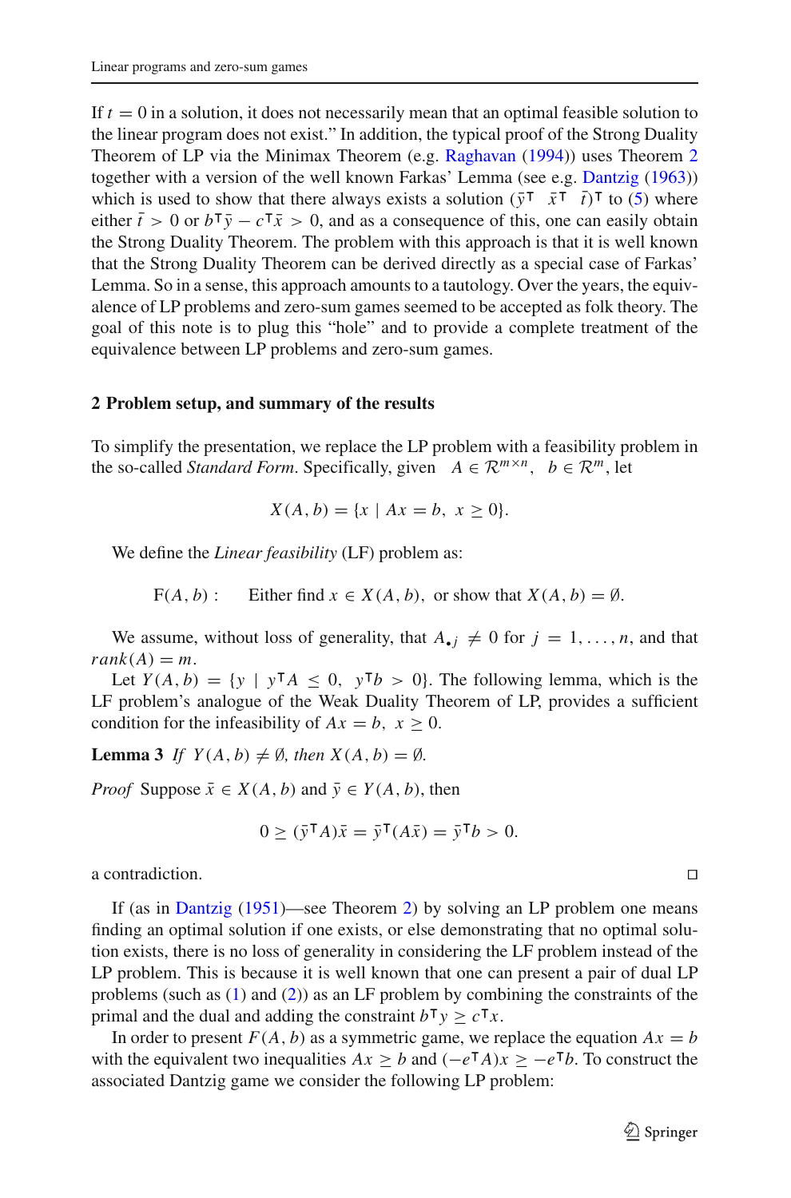If $t = 0$ in a solution, it does not necessarily mean that an optimal feasible solution to the linear program does not exist.” In addition, the typical proof of the Strong Duality Theorem of LP via the Minimax Theorem (e.g. Raghavan (1994)) uses Theorem 2 together with a version of the well known Farkas’ Lemma (see e.g. Dantzig (1963)) which is used to show that there always exists a solution $(\bar{y}^\mathsf{T} \;\; \bar{x}^\mathsf{T} \;\; \bar{t})^\mathsf{T}$ to (5) where either $\bar{t} > 0$ or $b^\mathsf{T}\bar{y} - c^\mathsf{T}\bar{x} > 0$, and as a consequence of this, one can easily obtain the Strong Duality Theorem. The problem with this approach is that it is well known that the Strong Duality Theorem can be derived directly as a special case of Farkas’ Lemma. So in a sense, this approach amounts to a tautology. Over the years, the equivalence of LP problems and zero-sum games seemed to be accepted as folk theory. The goal of this note is to plug this “hole” and to provide a complete treatment of the equivalence between LP problems and zero-sum games.

## 2 Problem setup, and summary of the results

To simplify the presentation, we replace the LP problem with a feasibility problem in the so-called *Standard Form*. Specifically, given $A \in \mathcal{R}^{m\times n}$, $b \in \mathcal{R}^m$, let

$$X(A, b) = \{x \mid Ax = b,\; x \geq 0\}.$$

We define the *Linear feasibility* (LF) problem as:

$$\text{F}(A, b): \qquad \text{Either find } x \in X(A, b), \text{ or show that } X(A, b) = \emptyset.$$

We assume, without loss of generality, that $A_{\bullet j} \neq 0$ for $j = 1, \ldots, n$, and that $rank(A) = m$.

Let $Y(A, b) = \{y \mid y^\mathsf{T}A \leq 0,\; y^\mathsf{T}b > 0\}$. The following lemma, which is the LF problem’s analogue of the Weak Duality Theorem of LP, provides a sufficient condition for the infeasibility of $Ax = b,\; x \geq 0$.

**Lemma 3** *If $Y(A, b) \neq \emptyset$, then $X(A, b) = \emptyset$.*

*Proof* Suppose $\bar{x} \in X(A, b)$ and $\bar{y} \in Y(A, b)$, then

$$0 \geq (\bar{y}^\mathsf{T}A)\bar{x} = \bar{y}^\mathsf{T}(A\bar{x}) = \bar{y}^\mathsf{T}b > 0.$$

a contradiction. □

If (as in Dantzig (1951)—see Theorem 2) by solving an LP problem one means finding an optimal solution if one exists, or else demonstrating that no optimal solution exists, there is no loss of generality in considering the LF problem instead of the LP problem. This is because it is well known that one can present a pair of dual LP problems (such as (1) and (2)) as an LF problem by combining the constraints of the primal and the dual and adding the constraint $b^\mathsf{T}y \geq c^\mathsf{T}x$.

In order to present $F(A, b)$ as a symmetric game, we replace the equation $Ax = b$ with the equivalent two inequalities $Ax \geq b$ and $(-e^\mathsf{T}A)x \geq -e^\mathsf{T}b$. To construct the associated Dantzig game we consider the following LP problem: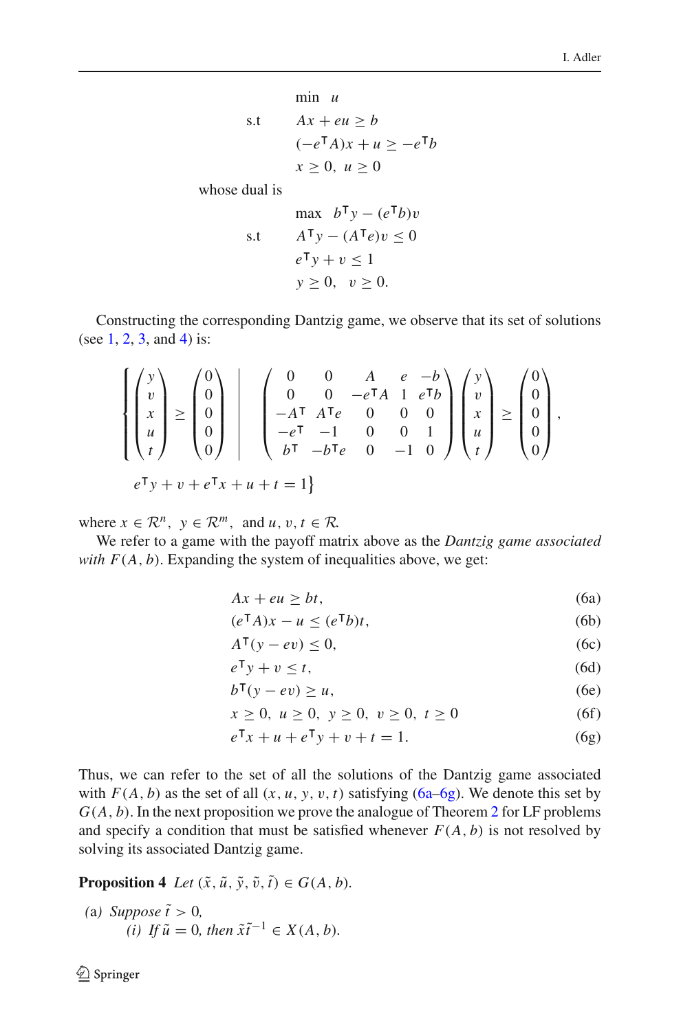$$
\begin{aligned}
& \min \quad u \\
\text{s.t} \quad & Ax + eu \geq b \\
& (-e^{\mathsf{T}}A)x + u \geq -e^{\mathsf{T}}b \\
& x \geq 0, \; u \geq 0
\end{aligned}
$$

whose dual is

$$
\begin{aligned}
& \max \quad b^{\mathsf{T}}y - (e^{\mathsf{T}}b)v \\
\text{s.t} \quad & A^{\mathsf{T}}y - (A^{\mathsf{T}}e)v \leq 0 \\
& e^{\mathsf{T}}y + v \leq 1 \\
& y \geq 0, \quad v \geq 0.
\end{aligned}
$$

Constructing the corresponding Dantzig game, we observe that its set of solutions (see 1, 2, 3, and 4) is:

$$
\left\{ \begin{pmatrix} y \\ v \\ x \\ u \\ t \end{pmatrix} \geq \begin{pmatrix} 0 \\ 0 \\ 0 \\ 0 \\ 0 \end{pmatrix} \;\middle|\; \begin{pmatrix} 0 & 0 & A & e & -b \\ 0 & 0 & -e^{\mathsf{T}}A & 1 & e^{\mathsf{T}}b \\ -A^{\mathsf{T}} & A^{\mathsf{T}}e & 0 & 0 & 0 \\ -e^{\mathsf{T}} & -1 & 0 & 0 & 1 \\ b^{\mathsf{T}} & -b^{\mathsf{T}}e & 0 & -1 & 0 \end{pmatrix} \begin{pmatrix} y \\ v \\ x \\ u \\ t \end{pmatrix} \geq \begin{pmatrix} 0 \\ 0 \\ 0 \\ 0 \\ 0 \end{pmatrix}, \right.
$$
$$
\left. e^{\mathsf{T}}y + v + e^{\mathsf{T}}x + u + t = 1 \right\}
$$

where $x \in \mathcal{R}^n$, $y \in \mathcal{R}^m$, and $u, v, t \in \mathcal{R}$.

We refer to a game with the payoff matrix above as the *Dantzig game associated with* $F(A, b)$. Expanding the system of inequalities above, we get:

$$
\begin{aligned}
& Ax + eu \geq bt, && \text{(6a)} \\
& (e^{\mathsf{T}}A)x - u \leq (e^{\mathsf{T}}b)t, && \text{(6b)} \\
& A^{\mathsf{T}}(y - ev) \leq 0, && \text{(6c)} \\
& e^{\mathsf{T}}y + v \leq t, && \text{(6d)} \\
& b^{\mathsf{T}}(y - ev) \geq u, && \text{(6e)} \\
& x \geq 0, \; u \geq 0, \; y \geq 0, \; v \geq 0, \; t \geq 0 && \text{(6f)} \\
& e^{\mathsf{T}}x + u + e^{\mathsf{T}}y + v + t = 1. && \text{(6g)}
\end{aligned}
$$

Thus, we can refer to the set of all the solutions of the Dantzig game associated with $F(A, b)$ as the set of all $(x, u, y, v, t)$ satisfying (6a–6g). We denote this set by $G(A, b)$. In the next proposition we prove the analogue of Theorem 2 for LF problems and specify a condition that must be satisfied whenever $F(A, b)$ is not resolved by solving its associated Dantzig game.

**Proposition 4** *Let* $(\tilde{x}, \tilde{u}, \tilde{y}, \tilde{v}, \tilde{t}) \in G(A, b)$.

(a) *Suppose* $\tilde{t} > 0$,
 (i) *If* $\tilde{u} = 0$, *then* $\tilde{x}\tilde{t}^{-1} \in X(A, b)$.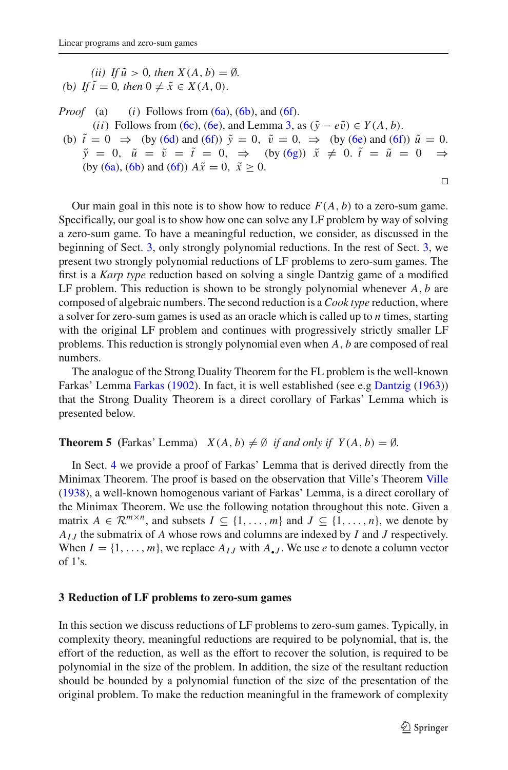(ii) If $\tilde{u} > 0$, then $X(A, b) = \emptyset$.

(b) If $\tilde{t} = 0$, then $0 \neq \tilde{x} \in X(A, 0)$.

*Proof* (a) ($i$) Follows from (6a), (6b), and (6f).

($ii$) Follows from (6c), (6e), and Lemma 3, as $(\tilde{y} - e\tilde{v}) \in Y(A, b)$.

(b) $\tilde{t} = 0 \Rightarrow$ (by (6d) and (6f)) $\tilde{y} = 0$, $\tilde{v} = 0$, $\Rightarrow$ (by (6e) and (6f)) $\tilde{u} = 0$. $\tilde{y} = 0$, $\tilde{u} = \tilde{v} = \tilde{t} = 0$, $\Rightarrow$ (by (6g)) $\tilde{x} \neq 0$. $\tilde{t} = \tilde{u} = 0 \Rightarrow$ (by (6a), (6b) and (6f)) $A\tilde{x} = 0$, $\tilde{x} \geq 0$. □

Our main goal in this note is to show how to reduce $F(A, b)$ to a zero-sum game. Specifically, our goal is to show how one can solve any LF problem by way of solving a zero-sum game. To have a meaningful reduction, we consider, as discussed in the beginning of Sect. 3, only strongly polynomial reductions. In the rest of Sect. 3, we present two strongly polynomial reductions of LF problems to zero-sum games. The first is a *Karp type* reduction based on solving a single Dantzig game of a modified LF problem. This reduction is shown to be strongly polynomial whenever $A, b$ are composed of algebraic numbers. The second reduction is a *Cook type* reduction, where a solver for zero-sum games is used as an oracle which is called up to $n$ times, starting with the original LF problem and continues with progressively strictly smaller LF problems. This reduction is strongly polynomial even when $A, b$ are composed of real numbers.

The analogue of the Strong Duality Theorem for the FL problem is the well-known Farkas' Lemma Farkas (1902). In fact, it is well established (see e.g Dantzig (1963)) that the Strong Duality Theorem is a direct corollary of Farkas' Lemma which is presented below.

**Theorem 5** (Farkas' Lemma) *$X(A, b) \neq \emptyset$ if and only if $Y(A, b) = \emptyset$.*

In Sect. 4 we provide a proof of Farkas' Lemma that is derived directly from the Minimax Theorem. The proof is based on the observation that Ville's Theorem Ville (1938), a well-known homogenous variant of Farkas' Lemma, is a direct corollary of the Minimax Theorem. We use the following notation throughout this note. Given a matrix $A \in \mathcal{R}^{m \times n}$, and subsets $I \subseteq \{1, \ldots, m\}$ and $J \subseteq \{1, \ldots, n\}$, we denote by $A_{IJ}$ the submatrix of $A$ whose rows and columns are indexed by $I$ and $J$ respectively. When $I = \{1, \ldots, m\}$, we replace $A_{IJ}$ with $A_{\bullet J}$. We use $e$ to denote a column vector of 1's.

## 3 Reduction of LF problems to zero-sum games

In this section we discuss reductions of LF problems to zero-sum games. Typically, in complexity theory, meaningful reductions are required to be polynomial, that is, the effort of the reduction, as well as the effort to recover the solution, is required to be polynomial in the size of the problem. In addition, the size of the resultant reduction should be bounded by a polynomial function of the size of the presentation of the original problem. To make the reduction meaningful in the framework of complexity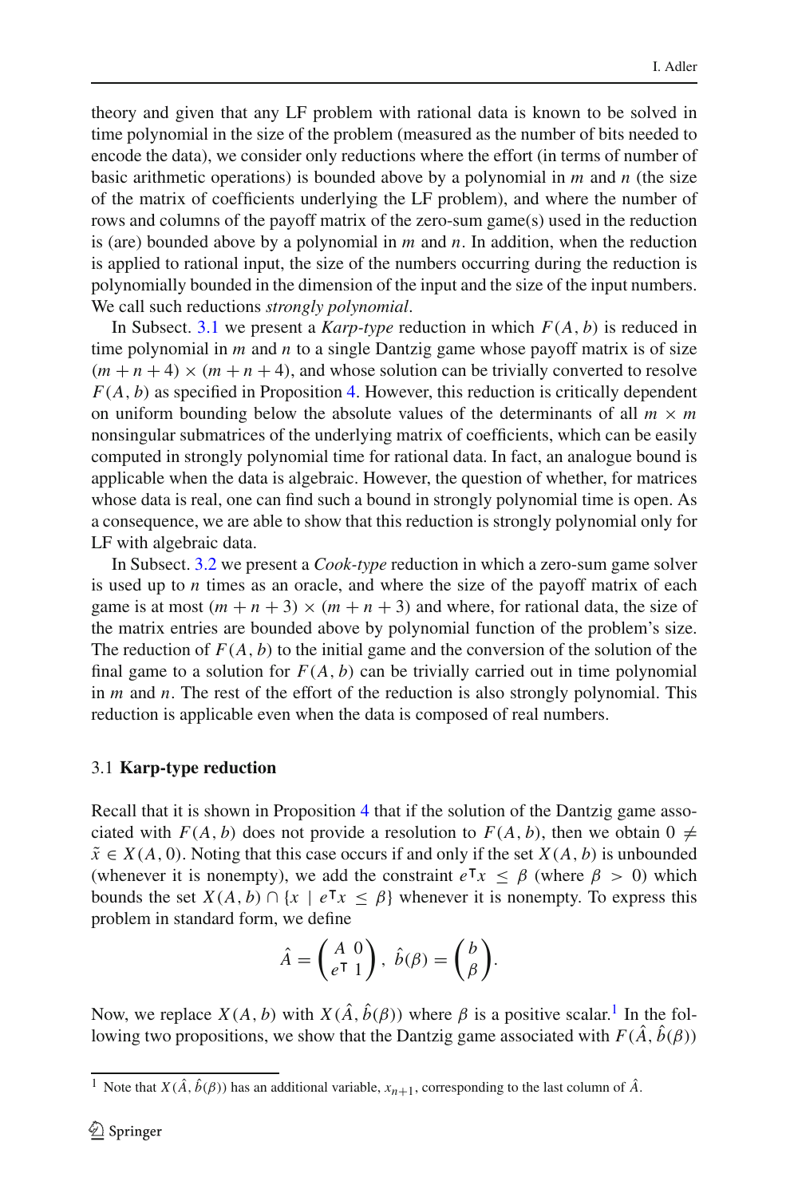theory and given that any LF problem with rational data is known to be solved in time polynomial in the size of the problem (measured as the number of bits needed to encode the data), we consider only reductions where the effort (in terms of number of basic arithmetic operations) is bounded above by a polynomial in $m$ and $n$ (the size of the matrix of coefficients underlying the LF problem), and where the number of rows and columns of the payoff matrix of the zero-sum game(s) used in the reduction is (are) bounded above by a polynomial in $m$ and $n$. In addition, when the reduction is applied to rational input, the size of the numbers occurring during the reduction is polynomially bounded in the dimension of the input and the size of the input numbers. We call such reductions *strongly polynomial*.

In Subsect. 3.1 we present a *Karp-type* reduction in which $F(A, b)$ is reduced in time polynomial in $m$ and $n$ to a single Dantzig game whose payoff matrix is of size $(m+n+4) \times (m+n+4)$, and whose solution can be trivially converted to resolve $F(A, b)$ as specified in Proposition 4. However, this reduction is critically dependent on uniform bounding below the absolute values of the determinants of all $m \times m$ nonsingular submatrices of the underlying matrix of coefficients, which can be easily computed in strongly polynomial time for rational data. In fact, an analogue bound is applicable when the data is algebraic. However, the question of whether, for matrices whose data is real, one can find such a bound in strongly polynomial time is open. As a consequence, we are able to show that this reduction is strongly polynomial only for LF with algebraic data.

In Subsect. 3.2 we present a *Cook-type* reduction in which a zero-sum game solver is used up to $n$ times as an oracle, and where the size of the payoff matrix of each game is at most $(m+n+3) \times (m+n+3)$ and where, for rational data, the size of the matrix entries are bounded above by polynomial function of the problem's size. The reduction of $F(A, b)$ to the initial game and the conversion of the solution of the final game to a solution for $F(A, b)$ can be trivially carried out in time polynomial in $m$ and $n$. The rest of the effort of the reduction is also strongly polynomial. This reduction is applicable even when the data is composed of real numbers.

### 3.1 **Karp-type reduction**

Recall that it is shown in Proposition 4 that if the solution of the Dantzig game associated with $F(A, b)$ does not provide a resolution to $F(A, b)$, then we obtain $0 \neq \tilde{x} \in X(A, 0)$. Noting that this case occurs if and only if the set $X(A, b)$ is unbounded (whenever it is nonempty), we add the constraint $e^{\mathsf{T}}x \leq \beta$ (where $\beta > 0$) which bounds the set $X(A, b) \cap \{x \mid e^{\mathsf{T}}x \leq \beta\}$ whenever it is nonempty. To express this problem in standard form, we define

$$\hat{A} = \begin{pmatrix} A & 0 \\ e^{\mathsf{T}} & 1 \end{pmatrix}, \ \hat{b}(\beta) = \begin{pmatrix} b \\ \beta \end{pmatrix}.$$

Now, we replace $X(A, b)$ with $X(\hat{A}, \hat{b}(\beta))$ where $\beta$ is a positive scalar.[1] In the following two propositions, we show that the Dantzig game associated with $F(\hat{A}, \hat{b}(\beta))$

[1] Note that $X(\hat{A}, \hat{b}(\beta))$ has an additional variable, $x_{n+1}$, corresponding to the last column of $\hat{A}$.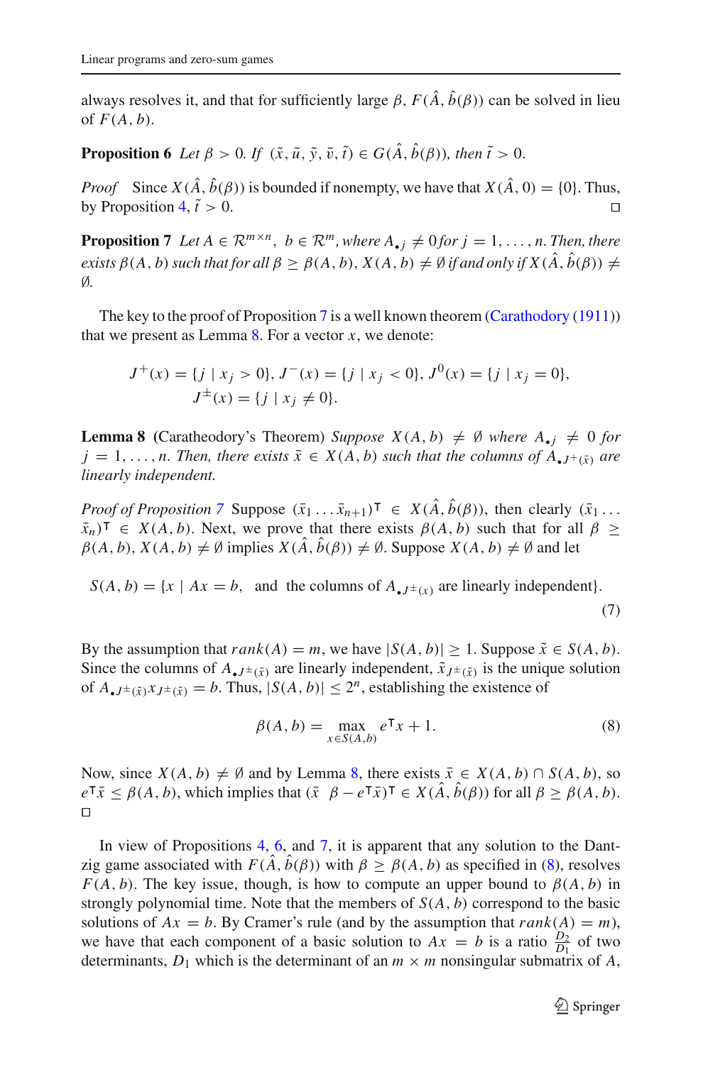always resolves it, and that for sufficiently large $\beta$, $F(\hat{A}, \hat{b}(\beta))$ can be solved in lieu of $F(A, b)$.

**Proposition 6** *Let $\beta > 0$. If $(\tilde{x}, \tilde{u}, \tilde{y}, \tilde{v}, \tilde{t}) \in G(\hat{A}, \hat{b}(\beta))$, then $\tilde{t} > 0$.*

*Proof* Since $X(\hat{A}, \hat{b}(\beta))$ is bounded if nonempty, we have that $X(\hat{A}, 0) = \{0\}$. Thus, by Proposition 4, $\tilde{t} > 0$. □

**Proposition 7** *Let $A \in \mathcal{R}^{m \times n}$, $b \in \mathcal{R}^m$, where $A_{\bullet j} \neq 0$ for $j = 1, \ldots, n$. Then, there exists $\beta(A, b)$ such that for all $\beta \geq \beta(A, b)$, $X(A, b) \neq \emptyset$ if and only if $X(\hat{A}, \hat{b}(\beta)) \neq \emptyset$.*

The key to the proof of Proposition 7 is a well known theorem (Carathodory (1911)) that we present as Lemma 8. For a vector $x$, we denote:

$$J^+(x) = \{j \mid x_j > 0\},\ J^-(x) = \{j \mid x_j < 0\},\ J^0(x) = \{j \mid x_j = 0\},$$
$$J^{\pm}(x) = \{j \mid x_j \neq 0\}.$$

**Lemma 8** (Caratheodory's Theorem) *Suppose $X(A, b) \neq \emptyset$ where $A_{\bullet j} \neq 0$ for $j = 1, \ldots, n$. Then, there exists $\bar{x} \in X(A, b)$ such that the columns of $A_{\bullet J^+(\bar{x})}$ are linearly independent.*

*Proof of Proposition 7* Suppose $(\bar{x}_1 \ldots \bar{x}_{n+1})^\mathsf{T} \in X(\hat{A}, \hat{b}(\beta))$, then clearly $(\bar{x}_1 \ldots \bar{x}_n)^\mathsf{T} \in X(A, b)$. Next, we prove that there exists $\beta(A, b)$ such that for all $\beta \geq \beta(A, b)$, $X(A, b) \neq \emptyset$ implies $X(\hat{A}, \hat{b}(\beta)) \neq \emptyset$. Suppose $X(A, b) \neq \emptyset$ and let

$$S(A, b) = \{x \mid Ax = b, \ \text{ and the columns of } A_{\bullet J^{\pm}(x)} \text{ are linearly independent}\}. \tag{7}$$

By the assumption that $rank(A) = m$, we have $|S(A, b)| \geq 1$. Suppose $\tilde{x} \in S(A, b)$. Since the columns of $A_{\bullet J^{\pm}(\tilde{x})}$ are linearly independent, $\tilde{x}_{J^{\pm}(\tilde{x})}$ is the unique solution of $A_{\bullet J^{\pm}(\tilde{x})} x_{J^{\pm}(\tilde{x})} = b$. Thus, $|S(A, b)| \leq 2^n$, establishing the existence of

$$\beta(A, b) = \max_{x \in S(A,b)} e^\mathsf{T} x + 1. \tag{8}$$

Now, since $X(A, b) \neq \emptyset$ and by Lemma 8, there exists $\bar{x} \in X(A, b) \cap S(A, b)$, so $e^\mathsf{T}\bar{x} \leq \beta(A, b)$, which implies that $(\bar{x} \quad \beta - e^\mathsf{T}\bar{x})^\mathsf{T} \in X(\hat{A}, \hat{b}(\beta))$ for all $\beta \geq \beta(A, b)$. □

In view of Propositions 4, 6, and 7, it is apparent that any solution to the Dantzig game associated with $F(\hat{A}, \hat{b}(\beta))$ with $\beta \geq \beta(A, b)$ as specified in (8), resolves $F(A, b)$. The key issue, though, is how to compute an upper bound to $\beta(A, b)$ in strongly polynomial time. Note that the members of $S(A, b)$ correspond to the basic solutions of $Ax = b$. By Cramer's rule (and by the assumption that $rank(A) = m$), we have that each component of a basic solution to $Ax = b$ is a ratio $\frac{D_2}{D_1}$ of two determinants, $D_1$ which is the determinant of an $m \times m$ nonsingular submatrix of $A$,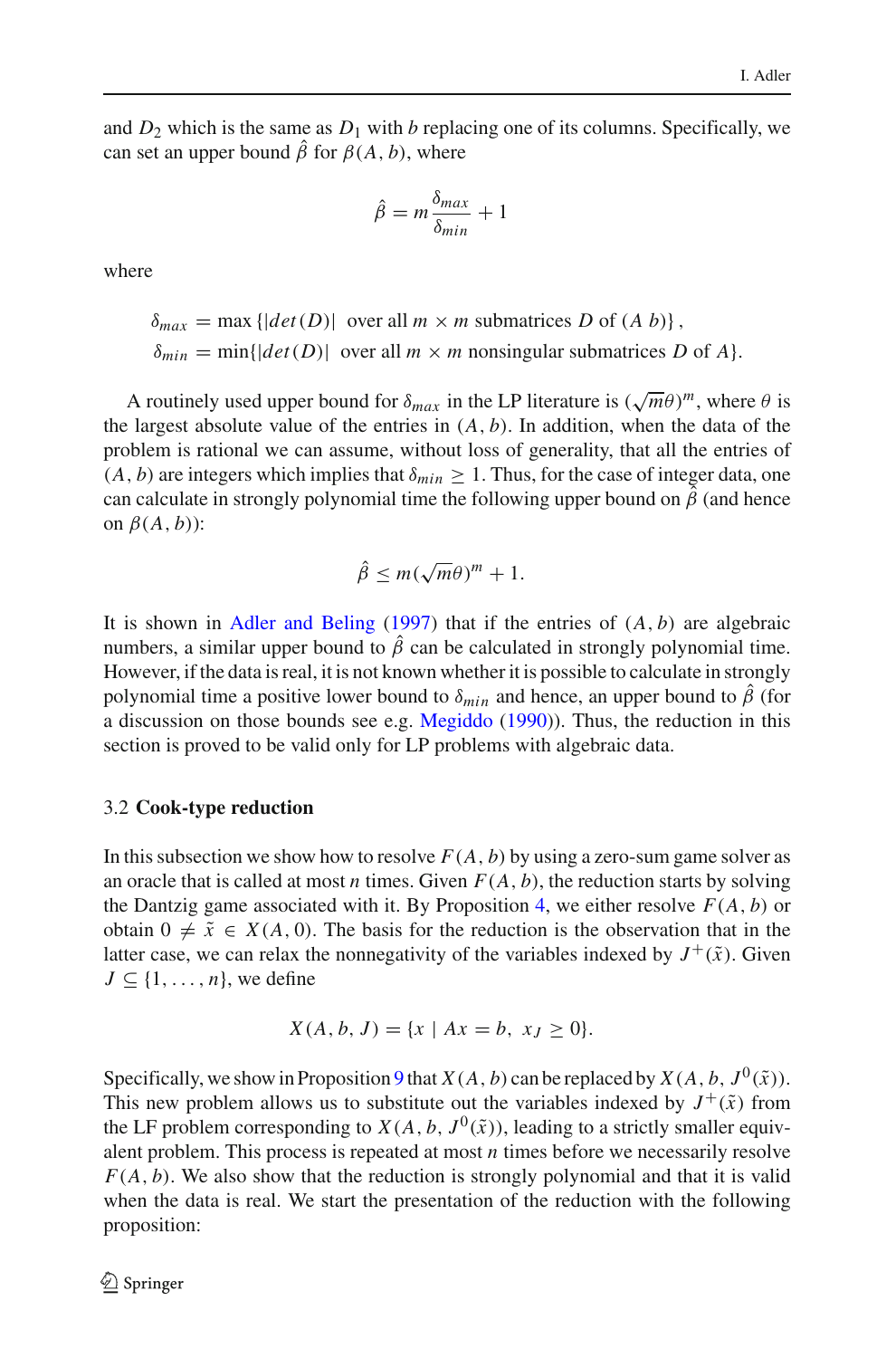and $D_2$ which is the same as $D_1$ with $b$ replacing one of its columns. Specifically, we can set an upper bound $\hat{\beta}$ for $\beta(A, b)$, where

$$\hat{\beta} = m\frac{\delta_{max}}{\delta_{min}} + 1$$

where

$$\delta_{max} = \max\{|det(D)| \text{ over all } m \times m \text{ submatrices } D \text{ of } (A\ b)\},$$
$$\delta_{min} = \min\{|det(D)| \text{ over all } m \times m \text{ nonsingular submatrices } D \text{ of } A\}.$$

A routinely used upper bound for $\delta_{max}$ in the LP literature is $(\sqrt{m}\theta)^m$, where $\theta$ is the largest absolute value of the entries in $(A, b)$. In addition, when the data of the problem is rational we can assume, without loss of generality, that all the entries of $(A, b)$ are integers which implies that $\delta_{min} \geq 1$. Thus, for the case of integer data, one can calculate in strongly polynomial time the following upper bound on $\hat{\beta}$ (and hence on $\beta(A, b)$):

$$\hat{\beta} \leq m(\sqrt{m}\theta)^m + 1.$$

It is shown in Adler and Beling (1997) that if the entries of $(A, b)$ are algebraic numbers, a similar upper bound to $\hat{\beta}$ can be calculated in strongly polynomial time. However, if the data is real, it is not known whether it is possible to calculate in strongly polynomial time a positive lower bound to $\delta_{min}$ and hence, an upper bound to $\hat{\beta}$ (for a discussion on those bounds see e.g. Megiddo (1990)). Thus, the reduction in this section is proved to be valid only for LP problems with algebraic data.

### 3.2 **Cook-type reduction**

In this subsection we show how to resolve $F(A, b)$ by using a zero-sum game solver as an oracle that is called at most $n$ times. Given $F(A, b)$, the reduction starts by solving the Dantzig game associated with it. By Proposition 4, we either resolve $F(A, b)$ or obtain $0 \neq \tilde{x} \in X(A, 0)$. The basis for the reduction is the observation that in the latter case, we can relax the nonnegativity of the variables indexed by $J^+(\tilde{x})$. Given $J \subseteq \{1, \ldots, n\}$, we define

$$X(A, b, J) = \{x \mid Ax = b,\ x_J \geq 0\}.$$

Specifically, we show in Proposition 9 that $X(A, b)$ can be replaced by $X(A, b, J^0(\tilde{x}))$. This new problem allows us to substitute out the variables indexed by $J^+(\tilde{x})$ from the LF problem corresponding to $X(A, b, J^0(\tilde{x}))$, leading to a strictly smaller equivalent problem. This process is repeated at most $n$ times before we necessarily resolve $F(A, b)$. We also show that the reduction is strongly polynomial and that it is valid when the data is real. We start the presentation of the reduction with the following proposition: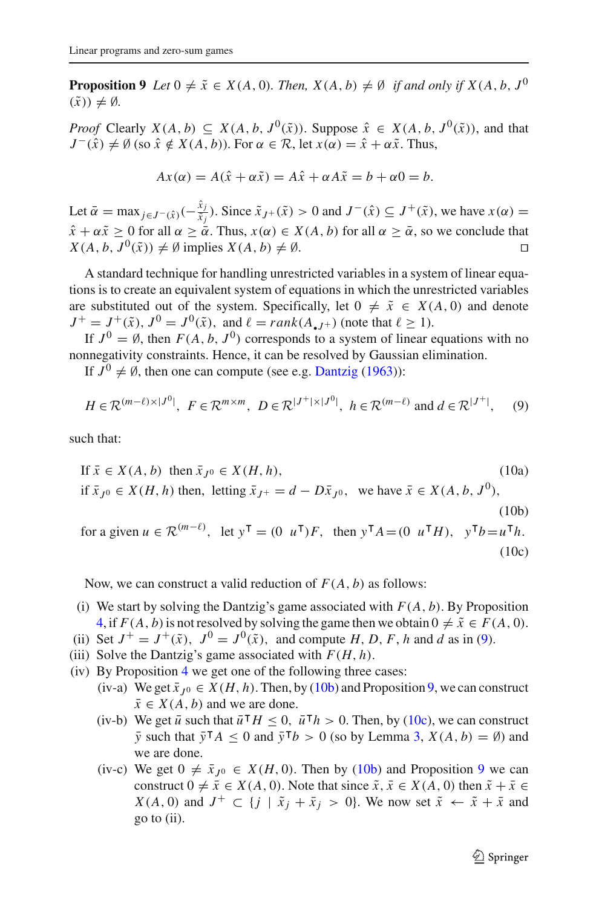**Proposition 9** *Let $0 \neq \tilde{x} \in X(A, 0)$. Then, $X(A, b) \neq \emptyset$ if and only if $X(A, b, J^0(\tilde{x})) \neq \emptyset$.*

*Proof* Clearly $X(A, b) \subseteq X(A, b, J^0(\tilde{x}))$. Suppose $\hat{x} \in X(A, b, J^0(\tilde{x}))$, and that $J^-(\hat{x}) \neq \emptyset$ (so $\hat{x} \notin X(A, b)$). For $\alpha \in \mathcal{R}$, let $x(\alpha) = \hat{x} + \alpha\tilde{x}$. Thus,

$$Ax(\alpha) = A(\hat{x} + \alpha\tilde{x}) = A\hat{x} + \alpha A\tilde{x} = b + \alpha 0 = b.$$

Let $\bar{\alpha} = \max_{j \in J^-(\hat{x})}(-\frac{\hat{x}_j}{\tilde{x}_j})$. Since $\tilde{x}_{J^+}(\tilde{x}) > 0$ and $J^-(\hat{x}) \subseteq J^+(\tilde{x})$, we have $x(\alpha) = \hat{x} + \alpha\tilde{x} \geq 0$ for all $\alpha \geq \bar{\alpha}$. Thus, $x(\alpha) \in X(A, b)$ for all $\alpha \geq \bar{\alpha}$, so we conclude that $X(A, b, J^0(\tilde{x})) \neq \emptyset$ implies $X(A, b) \neq \emptyset$. $\square$

A standard technique for handling unrestricted variables in a system of linear equations is to create an equivalent system of equations in which the unrestricted variables are substituted out of the system. Specifically, let $0 \neq \tilde{x} \in X(A, 0)$ and denote $J^+ = J^+(\tilde{x})$, $J^0 = J^0(\tilde{x})$, and $\ell = rank(A_{\bullet J^+})$ (note that $\ell \geq 1$).

If $J^0 = \emptyset$, then $F(A, b, J^0)$ corresponds to a system of linear equations with no nonnegativity constraints. Hence, it can be resolved by Gaussian elimination.

If $J^0 \neq \emptyset$, then one can compute (see e.g. Dantzig (1963)):

$$H \in \mathcal{R}^{(m-\ell)\times|J^0|},\ F \in \mathcal{R}^{m\times m},\ D \in \mathcal{R}^{|J^+|\times|J^0|},\ h \in \mathcal{R}^{(m-\ell)} \text{ and } d \in \mathcal{R}^{|J^+|}, \tag{9}$$

such that:

$$\text{If } \bar{x} \in X(A, b) \ \text{ then } \bar{x}_{J^0} \in X(H, h), \tag{10a}$$

$$\text{if } \bar{x}_{J^0} \in X(H, h) \text{ then, letting } \bar{x}_{J^+} = d - D\bar{x}_{J^0}, \ \text{ we have } \bar{x} \in X(A, b, J^0), \tag{10b}$$

$$\text{for a given } u \in \mathcal{R}^{(m-\ell)}, \ \text{ let } y^{\mathsf{T}} = (0 \ \ u^{\mathsf{T}})F, \ \text{ then } y^{\mathsf{T}}A = (0 \ \ u^{\mathsf{T}}H), \ \ y^{\mathsf{T}}b = u^{\mathsf{T}}h. \tag{10c}$$

Now, we can construct a valid reduction of $F(A, b)$ as follows:

- (i) We start by solving the Dantzig's game associated with $F(A, b)$. By Proposition 4, if $F(A, b)$ is not resolved by solving the game then we obtain $0 \neq \tilde{x} \in F(A, 0)$.
- (ii) Set $J^+ = J^+(\tilde{x})$, $J^0 = J^0(\tilde{x})$, and compute $H$, $D$, $F$, $h$ and $d$ as in (9).
- (iii) Solve the Dantzig's game associated with $F(H, h)$.
- (iv) By Proposition 4 we get one of the following three cases:
  - (iv-a) We get $\bar{x}_{J^0} \in X(H, h)$. Then, by (10b) and Proposition 9, we can construct $\bar{x} \in X(A, b)$ and we are done.
  - (iv-b) We get $\bar{u}$ such that $\bar{u}^{\mathsf{T}}H \leq 0$, $\bar{u}^{\mathsf{T}}h > 0$. Then, by (10c), we can construct $\bar{y}$ such that $\bar{y}^{\mathsf{T}}A \leq 0$ and $\bar{y}^{\mathsf{T}}b > 0$ (so by Lemma 3, $X(A, b) = \emptyset$) and we are done.
  - (iv-c) We get $0 \neq \bar{x}_{J^0} \in X(H, 0)$. Then by (10b) and Proposition 9 we can construct $0 \neq \bar{x} \in X(A, 0)$. Note that since $\tilde{x}, \bar{x} \in X(A, 0)$ then $\tilde{x} + \bar{x} \in X(A, 0)$ and $J^+ \subset \{j \mid \tilde{x}_j + \bar{x}_j > 0\}$. We now set $\tilde{x} \leftarrow \tilde{x} + \bar{x}$ and go to (ii).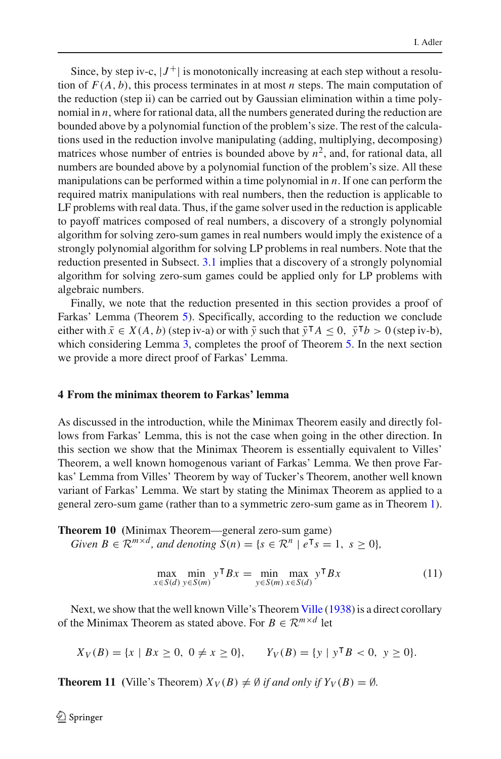Since, by step iv-c, $|J^+|$ is monotonically increasing at each step without a resolution of $F(A, b)$, this process terminates in at most $n$ steps. The main computation of the reduction (step ii) can be carried out by Gaussian elimination within a time polynomial in $n$, where for rational data, all the numbers generated during the reduction are bounded above by a polynomial function of the problem's size. The rest of the calculations used in the reduction involve manipulating (adding, multiplying, decomposing) matrices whose number of entries is bounded above by $n^2$, and, for rational data, all numbers are bounded above by a polynomial function of the problem's size. All these manipulations can be performed within a time polynomial in $n$. If one can perform the required matrix manipulations with real numbers, then the reduction is applicable to LF problems with real data. Thus, if the game solver used in the reduction is applicable to payoff matrices composed of real numbers, a discovery of a strongly polynomial algorithm for solving zero-sum games in real numbers would imply the existence of a strongly polynomial algorithm for solving LP problems in real numbers. Note that the reduction presented in Subsect. 3.1 implies that a discovery of a strongly polynomial algorithm for solving zero-sum games could be applied only for LP problems with algebraic numbers.

Finally, we note that the reduction presented in this section provides a proof of Farkas' Lemma (Theorem 5). Specifically, according to the reduction we conclude either with $\bar{x} \in X(A, b)$ (step iv-a) or with $\bar{y}$ such that $\bar{y}^\mathsf{T} A \le 0$, $\bar{y}^\mathsf{T} b > 0$ (step iv-b), which considering Lemma 3, completes the proof of Theorem 5. In the next section we provide a more direct proof of Farkas' Lemma.

## 4 From the minimax theorem to Farkas' lemma

As discussed in the introduction, while the Minimax Theorem easily and directly follows from Farkas' Lemma, this is not the case when going in the other direction. In this section we show that the Minimax Theorem is essentially equivalent to Villes' Theorem, a well known homogenous variant of Farkas' Lemma. We then prove Farkas' Lemma from Villes' Theorem by way of Tucker's Theorem, another well known variant of Farkas' Lemma. We start by stating the Minimax Theorem as applied to a general zero-sum game (rather than to a symmetric zero-sum game as in Theorem 1).

**Theorem 10** (Minimax Theorem—general zero-sum game) *Given $B \in \mathcal{R}^{m \times d}$, and denoting $S(n) = \{s \in \mathcal{R}^n \mid e^\mathsf{T} s = 1,\ s \ge 0\}$,*

$$\max_{x \in S(d)} \min_{y \in S(m)} y^\mathsf{T} B x = \min_{y \in S(m)} \max_{x \in S(d)} y^\mathsf{T} B x \tag{11}$$

Next, we show that the well known Ville's Theorem Ville (1938) is a direct corollary of the Minimax Theorem as stated above. For $B \in \mathcal{R}^{m \times d}$ let

$$X_V(B) = \{x \mid Bx \ge 0,\ 0 \ne x \ge 0\}, \qquad Y_V(B) = \{y \mid y^\mathsf{T} B < 0,\ y \ge 0\}.$$

**Theorem 11** (Ville's Theorem) *$X_V(B) \ne \emptyset$ if and only if $Y_V(B) = \emptyset$.*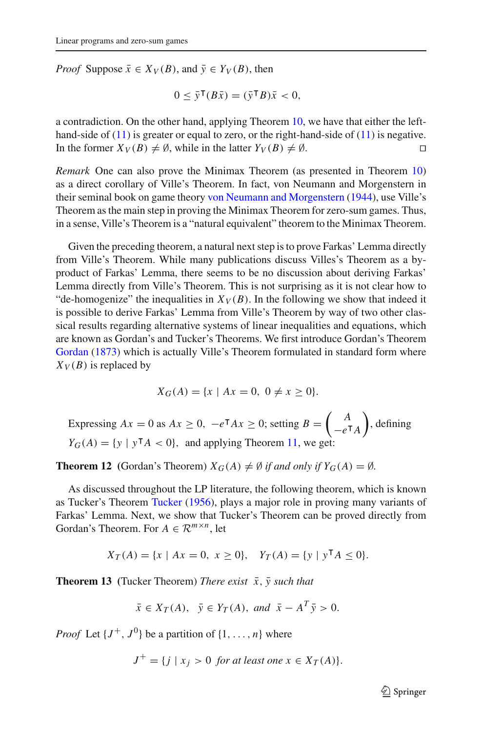*Proof* Suppose $\bar{x} \in X_V(B)$, and $\bar{y} \in Y_V(B)$, then

$$0 \leq \bar{y}^\mathsf{T}(B\bar{x}) = (\bar{y}^\mathsf{T}B)\bar{x} < 0,$$

a contradiction. On the other hand, applying Theorem 10, we have that either the left-hand-side of (11) is greater or equal to zero, or the right-hand-side of (11) is negative. In the former $X_V(B) \neq \emptyset$, while in the latter $Y_V(B) \neq \emptyset$. □

*Remark* One can also prove the Minimax Theorem (as presented in Theorem 10) as a direct corollary of Ville's Theorem. In fact, von Neumann and Morgenstern in their seminal book on game theory von Neumann and Morgenstern (1944), use Ville's Theorem as the main step in proving the Minimax Theorem for zero-sum games. Thus, in a sense, Ville's Theorem is a "natural equivalent" theorem to the Minimax Theorem.

Given the preceding theorem, a natural next step is to prove Farkas' Lemma directly from Ville's Theorem. While many publications discuss Villes's Theorem as a by-product of Farkas' Lemma, there seems to be no discussion about deriving Farkas' Lemma directly from Ville's Theorem. This is not surprising as it is not clear how to "de-homogenize" the inequalities in $X_V(B)$. In the following we show that indeed it is possible to derive Farkas' Lemma from Ville's Theorem by way of two other classical results regarding alternative systems of linear inequalities and equations, which are known as Gordan's and Tucker's Theorems. We first introduce Gordan's Theorem Gordan (1873) which is actually Ville's Theorem formulated in standard form where $X_V(B)$ is replaced by

$$X_G(A) = \{x \mid Ax = 0,\ 0 \neq x \geq 0\}.$$

Expressing $Ax = 0$ as $Ax \geq 0,\ -e^\mathsf{T}Ax \geq 0$; setting $B = \begin{pmatrix} A \\ -e^\mathsf{T}A \end{pmatrix}$, defining $Y_G(A) = \{y \mid y^\mathsf{T}A < 0\}$, and applying Theorem 11, we get:

**Theorem 12** (Gordan's Theorem) *$X_G(A) \neq \emptyset$ if and only if $Y_G(A) = \emptyset$.*

As discussed throughout the LP literature, the following theorem, which is known as Tucker's Theorem Tucker (1956), plays a major role in proving many variants of Farkas' Lemma. Next, we show that Tucker's Theorem can be proved directly from Gordan's Theorem. For $A \in \mathcal{R}^{m\times n}$, let

$$X_T(A) = \{x \mid Ax = 0,\ x \geq 0\}, \quad Y_T(A) = \{y \mid y^\mathsf{T}A \leq 0\}.$$

**Theorem 13** (Tucker Theorem) *There exist $\bar{x}, \bar{y}$ such that*

$$\bar{x} \in X_T(A), \quad \bar{y} \in Y_T(A), \text{ and } \bar{x} - A^T\bar{y} > 0.$$

*Proof* Let $\{J^+, J^0\}$ be a partition of $\{1, \ldots, n\}$ where

$$J^+ = \{j \mid x_j > 0 \text{ for at least one } x \in X_T(A)\}.$$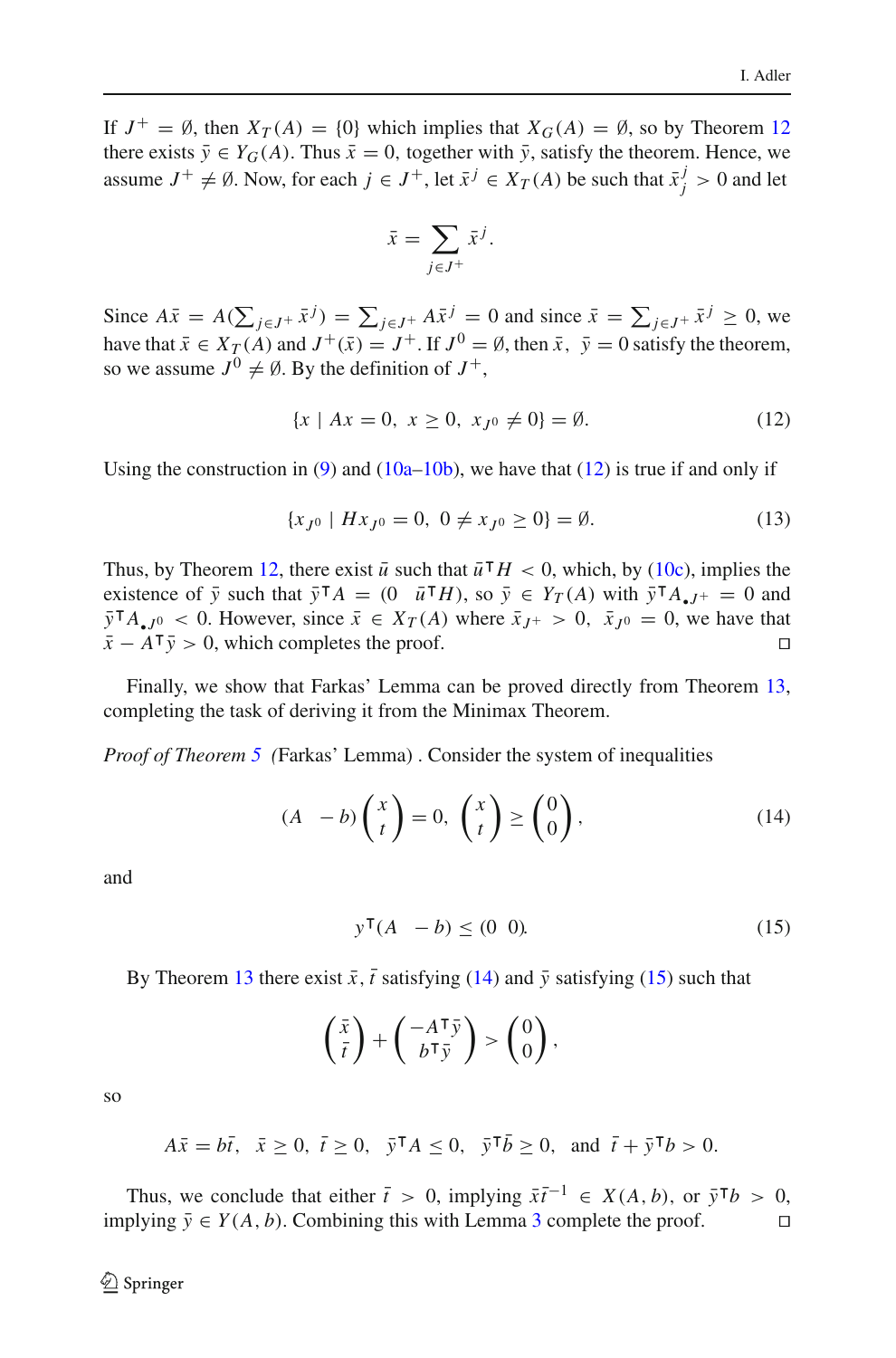If $J^+ = \emptyset$, then $X_T(A) = \{0\}$ which implies that $X_G(A) = \emptyset$, so by Theorem 12 there exists $\bar{y} \in Y_G(A)$. Thus $\bar{x} = 0$, together with $\bar{y}$, satisfy the theorem. Hence, we assume $J^+ \neq \emptyset$. Now, for each $j \in J^+$, let $\bar{x}^j \in X_T(A)$ be such that $\bar{x}^j_j > 0$ and let

$$\bar{x} = \sum_{j \in J^+} \bar{x}^j.$$

Since $A\bar{x} = A(\sum_{j \in J^+} \bar{x}^j) = \sum_{j \in J^+} A\bar{x}^j = 0$ and since $\bar{x} = \sum_{j \in J^+} \bar{x}^j \geq 0$, we have that $\bar{x} \in X_T(A)$ and $J^+(\bar{x}) = J^+$. If $J^0 = \emptyset$, then $\bar{x},\ \bar{y} = 0$ satisfy the theorem, so we assume $J^0 \neq \emptyset$. By the definition of $J^+$,

$$\{x \mid Ax = 0,\ x \geq 0,\ x_{J^0} \neq 0\} = \emptyset. \tag{12}$$

Using the construction in (9) and (10a–10b), we have that (12) is true if and only if

$$\{x_{J^0} \mid Hx_{J^0} = 0,\ 0 \neq x_{J^0} \geq 0\} = \emptyset. \tag{13}$$

Thus, by Theorem 12, there exist $\bar{u}$ such that $\bar{u}^\mathsf{T} H < 0$, which, by (10c), implies the existence of $\bar{y}$ such that $\bar{y}^\mathsf{T} A = (0 \quad \bar{u}^\mathsf{T} H)$, so $\bar{y} \in Y_T(A)$ with $\bar{y}^\mathsf{T} A_{\bullet J^+} = 0$ and $\bar{y}^\mathsf{T} A_{\bullet J^0} < 0$. However, since $\bar{x} \in X_T(A)$ where $\bar{x}_{J^+} > 0,\ \bar{x}_{J^0} = 0$, we have that $\bar{x} - A^\mathsf{T}\bar{y} > 0$, which completes the proof. □

Finally, we show that Farkas' Lemma can be proved directly from Theorem 13, completing the task of deriving it from the Minimax Theorem.

*Proof of Theorem 5* (Farkas' Lemma) . Consider the system of inequalities

$$(A \quad -b)\begin{pmatrix} x \\ t \end{pmatrix} = 0,\ \begin{pmatrix} x \\ t \end{pmatrix} \geq \begin{pmatrix} 0 \\ 0 \end{pmatrix}, \tag{14}$$

and

$$y^\mathsf{T}(A \quad -b) \leq (0 \quad 0). \tag{15}$$

By Theorem 13 there exist $\bar{x}, \bar{t}$ satisfying (14) and $\bar{y}$ satisfying (15) such that

$$\begin{pmatrix} \bar{x} \\ \bar{t} \end{pmatrix} + \begin{pmatrix} -A^\mathsf{T}\bar{y} \\ b^\mathsf{T}\bar{y} \end{pmatrix} > \begin{pmatrix} 0 \\ 0 \end{pmatrix},$$

so

$$A\bar{x} = b\bar{t},\quad \bar{x} \geq 0,\ \bar{t} \geq 0,\quad \bar{y}^\mathsf{T} A \leq 0,\quad \bar{y}^\mathsf{T}\bar{b} \geq 0,\quad \text{and}\ \ \bar{t} + \bar{y}^\mathsf{T} b > 0.$$

Thus, we conclude that either $\bar{t} > 0$, implying $\bar{x}\bar{t}^{-1} \in X(A, b)$, or $\bar{y}^\mathsf{T} b > 0$, implying $\bar{y} \in Y(A, b)$. Combining this with Lemma 3 complete the proof. □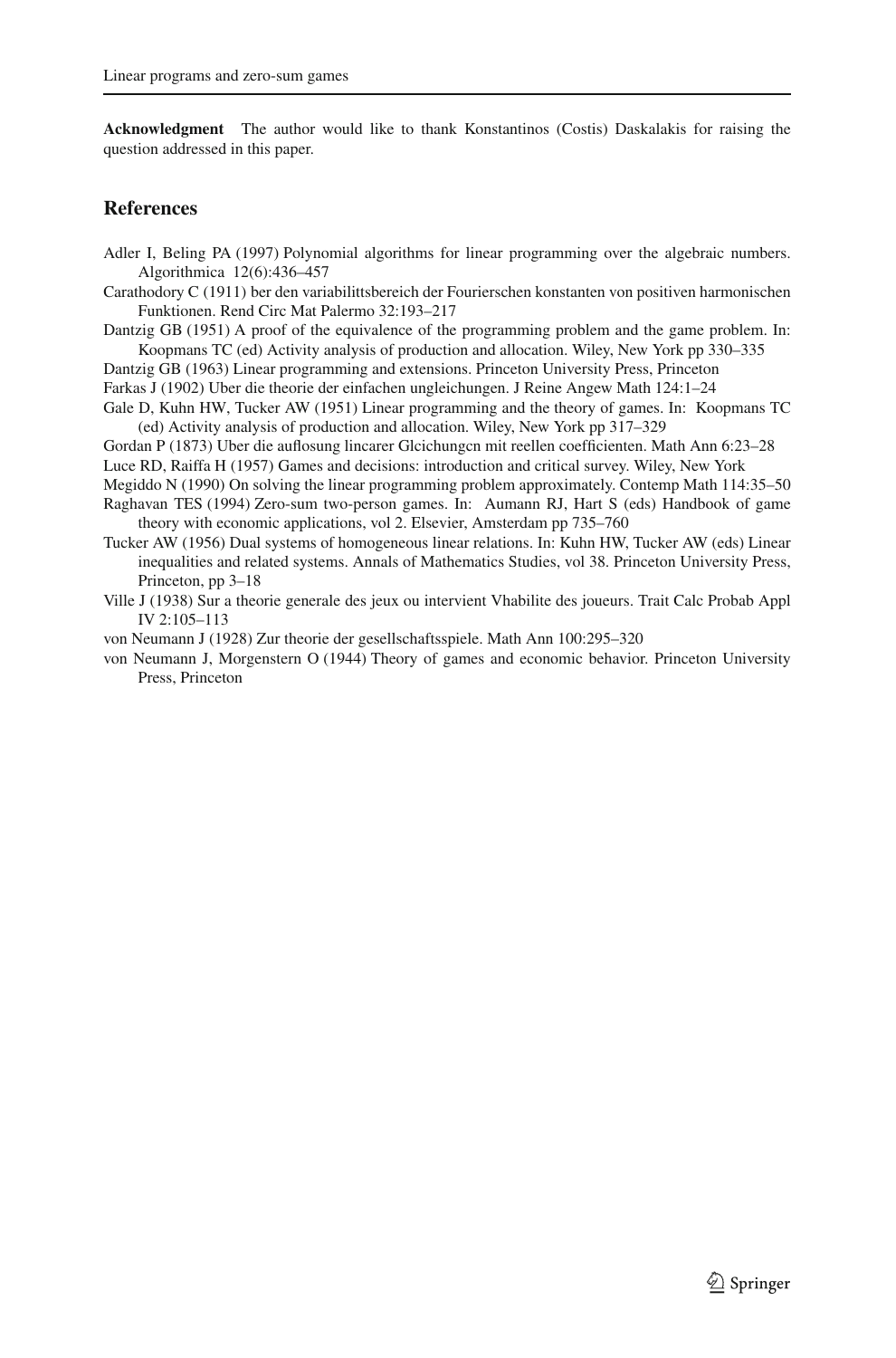**Acknowledgment** The author would like to thank Konstantinos (Costis) Daskalakis for raising the question addressed in this paper.

## References

Adler I, Beling PA (1997) Polynomial algorithms for linear programming over the algebraic numbers. Algorithmica 12(6):436–457

Carathodory C (1911) ber den variabilittsbereich der Fourierschen konstanten von positiven harmonischen Funktionen. Rend Circ Mat Palermo 32:193–217

Dantzig GB (1951) A proof of the equivalence of the programming problem and the game problem. In: Koopmans TC (ed) Activity analysis of production and allocation. Wiley, New York pp 330–335

Dantzig GB (1963) Linear programming and extensions. Princeton University Press, Princeton

Farkas J (1902) Uber die theorie der einfachen ungleichungen. J Reine Angew Math 124:1–24

Gale D, Kuhn HW, Tucker AW (1951) Linear programming and the theory of games. In: Koopmans TC (ed) Activity analysis of production and allocation. Wiley, New York pp 317–329

Gordan P (1873) Uber die auflosung lincarer Glcichungcn mit reellen coefficienten. Math Ann 6:23–28

Luce RD, Raiffa H (1957) Games and decisions: introduction and critical survey. Wiley, New York

Megiddo N (1990) On solving the linear programming problem approximately. Contemp Math 114:35–50

Raghavan TES (1994) Zero-sum two-person games. In: Aumann RJ, Hart S (eds) Handbook of game theory with economic applications, vol 2. Elsevier, Amsterdam pp 735–760

Tucker AW (1956) Dual systems of homogeneous linear relations. In: Kuhn HW, Tucker AW (eds) Linear inequalities and related systems. Annals of Mathematics Studies, vol 38. Princeton University Press, Princeton, pp 3–18

Ville J (1938) Sur a theorie generale des jeux ou intervient Vhabilite des joueurs. Trait Calc Probab Appl IV 2:105–113

von Neumann J (1928) Zur theorie der gesellschaftsspiele. Math Ann 100:295–320

von Neumann J, Morgenstern O (1944) Theory of games and economic behavior. Princeton University Press, Princeton